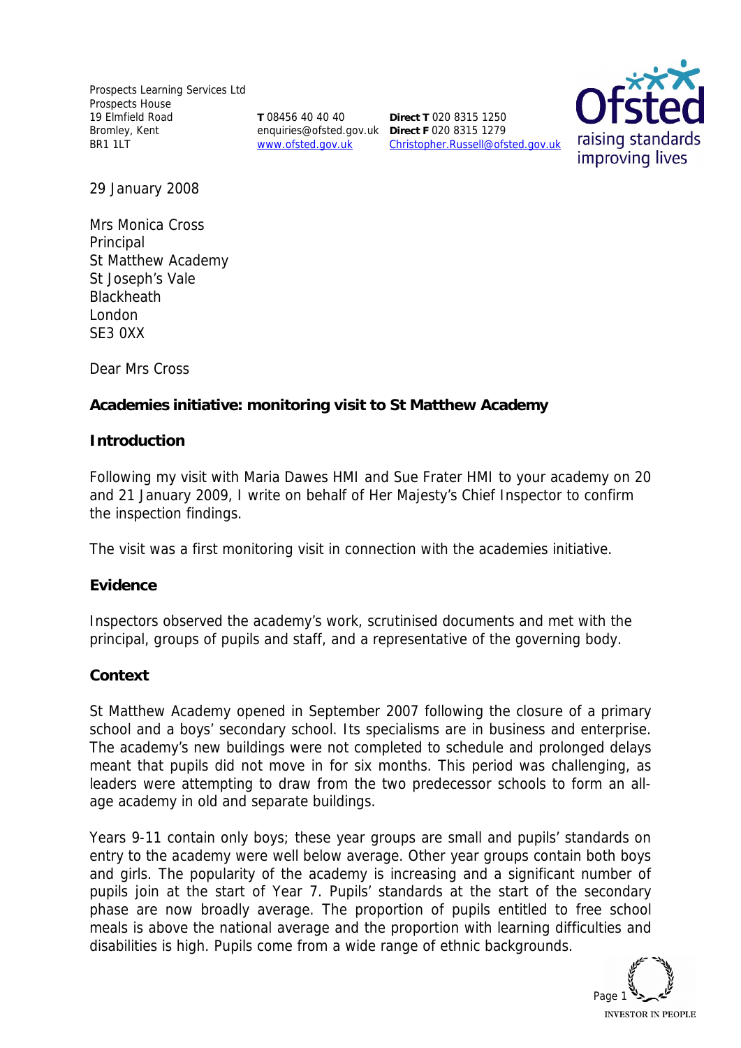Prospects Learning Services Ltd
Prospects House
19 Elmfield Road
Bromley, Kent
BR1 1LT

**T** 08456 40 40 40
enquiries@ofsted.gov.uk
www.ofsted.gov.uk

**Direct T** 020 8315 1250
**Direct F** 020 8315 1279
Christopher.Russell@ofsted.gov.uk

29 January 2008

Mrs Monica Cross
Principal
St Matthew Academy
St Joseph's Vale
Blackheath
London
SE3 0XX

Dear Mrs Cross

**Academies initiative: monitoring visit to St Matthew Academy**

**Introduction**

Following my visit with Maria Dawes HMI and Sue Frater HMI to your academy on 20 and 21 January 2009, I write on behalf of Her Majesty's Chief Inspector to confirm the inspection findings.

The visit was a first monitoring visit in connection with the academies initiative.

**Evidence**

Inspectors observed the academy's work, scrutinised documents and met with the principal, groups of pupils and staff, and a representative of the governing body.

**Context**

St Matthew Academy opened in September 2007 following the closure of a primary school and a boys' secondary school. Its specialisms are in business and enterprise. The academy's new buildings were not completed to schedule and prolonged delays meant that pupils did not move in for six months. This period was challenging, as leaders were attempting to draw from the two predecessor schools to form an all-age academy in old and separate buildings.

Years 9-11 contain only boys; these year groups are small and pupils' standards on entry to the academy were well below average. Other year groups contain both boys and girls. The popularity of the academy is increasing and a significant number of pupils join at the start of Year 7. Pupils' standards at the start of the secondary phase are now broadly average. The proportion of pupils entitled to free school meals is above the national average and the proportion with learning difficulties and disabilities is high. Pupils come from a wide range of ethnic backgrounds.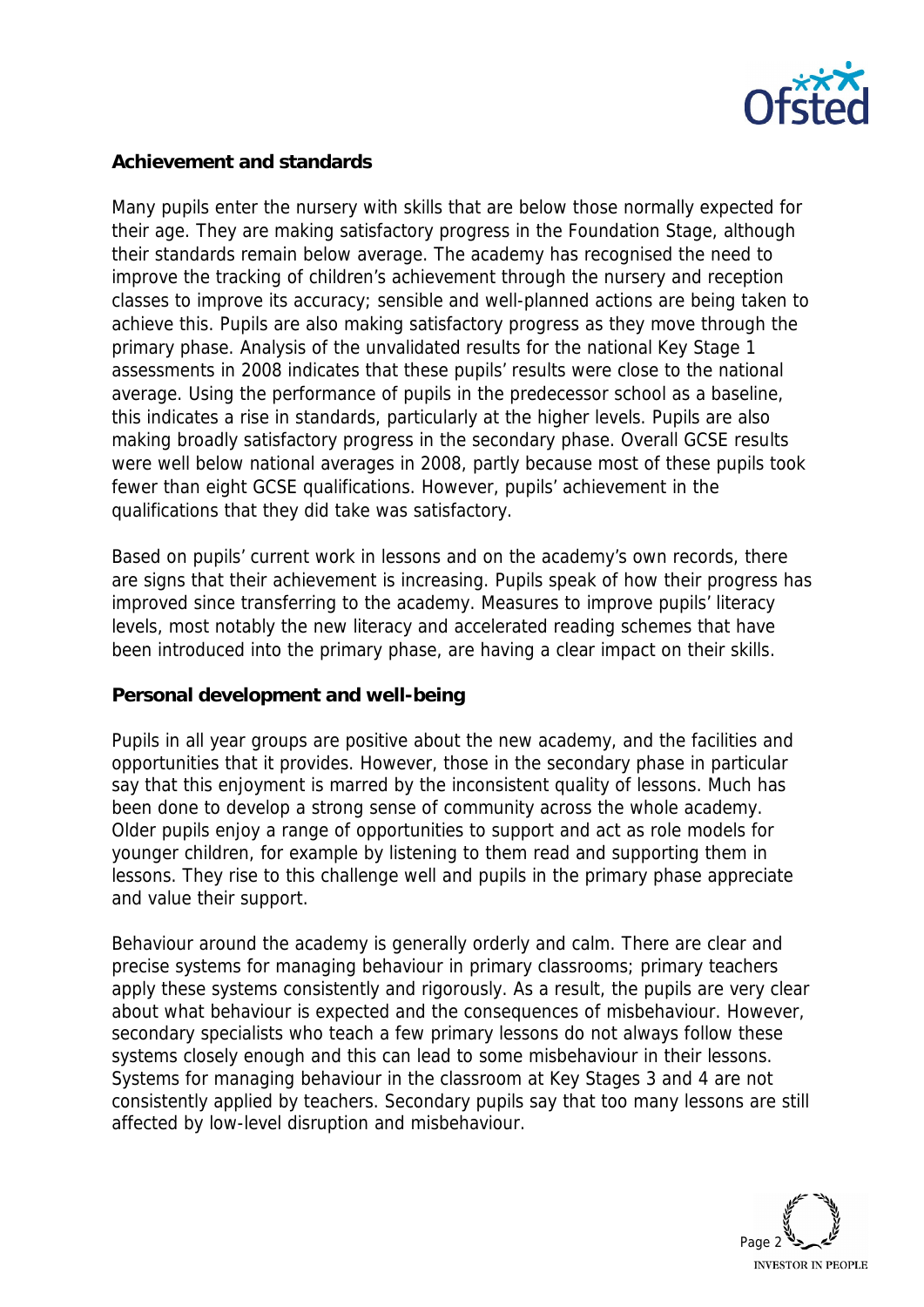## Achievement and standards

Many pupils enter the nursery with skills that are below those normally expected for their age. They are making satisfactory progress in the Foundation Stage, although their standards remain below average. The academy has recognised the need to improve the tracking of children's achievement through the nursery and reception classes to improve its accuracy; sensible and well-planned actions are being taken to achieve this. Pupils are also making satisfactory progress as they move through the primary phase. Analysis of the unvalidated results for the national Key Stage 1 assessments in 2008 indicates that these pupils' results were close to the national average. Using the performance of pupils in the predecessor school as a baseline, this indicates a rise in standards, particularly at the higher levels. Pupils are also making broadly satisfactory progress in the secondary phase. Overall GCSE results were well below national averages in 2008, partly because most of these pupils took fewer than eight GCSE qualifications. However, pupils' achievement in the qualifications that they did take was satisfactory.

Based on pupils' current work in lessons and on the academy's own records, there are signs that their achievement is increasing. Pupils speak of how their progress has improved since transferring to the academy. Measures to improve pupils' literacy levels, most notably the new literacy and accelerated reading schemes that have been introduced into the primary phase, are having a clear impact on their skills.

## Personal development and well-being

Pupils in all year groups are positive about the new academy, and the facilities and opportunities that it provides. However, those in the secondary phase in particular say that this enjoyment is marred by the inconsistent quality of lessons. Much has been done to develop a strong sense of community across the whole academy. Older pupils enjoy a range of opportunities to support and act as role models for younger children, for example by listening to them read and supporting them in lessons. They rise to this challenge well and pupils in the primary phase appreciate and value their support.

Behaviour around the academy is generally orderly and calm. There are clear and precise systems for managing behaviour in primary classrooms; primary teachers apply these systems consistently and rigorously. As a result, the pupils are very clear about what behaviour is expected and the consequences of misbehaviour. However, secondary specialists who teach a few primary lessons do not always follow these systems closely enough and this can lead to some misbehaviour in their lessons. Systems for managing behaviour in the classroom at Key Stages 3 and 4 are not consistently applied by teachers. Secondary pupils say that too many lessons are still affected by low-level disruption and misbehaviour.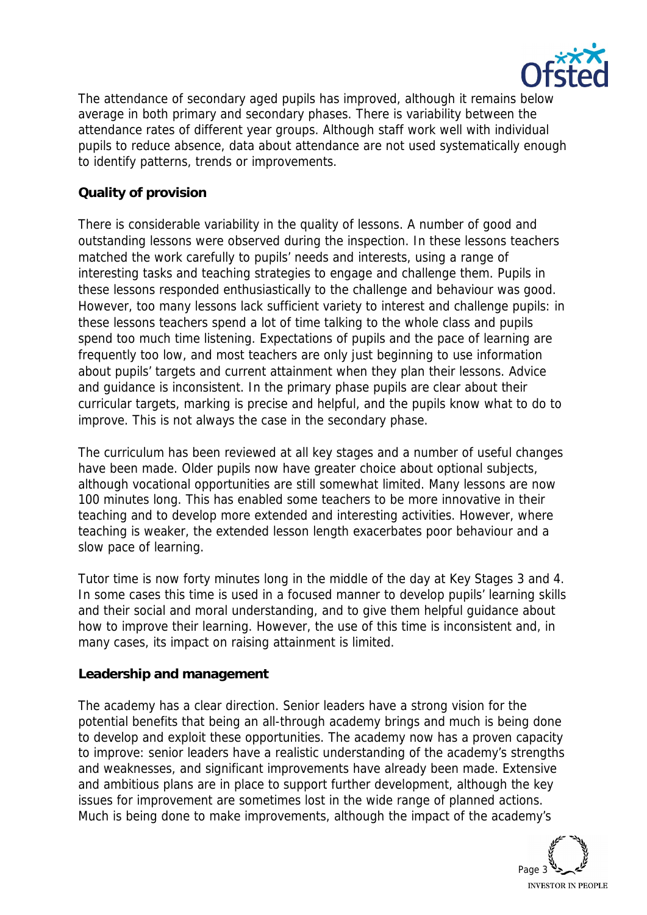The attendance of secondary aged pupils has improved, although it remains below average in both primary and secondary phases. There is variability between the attendance rates of different year groups. Although staff work well with individual pupils to reduce absence, data about attendance are not used systematically enough to identify patterns, trends or improvements.

**Quality of provision**

There is considerable variability in the quality of lessons. A number of good and outstanding lessons were observed during the inspection. In these lessons teachers matched the work carefully to pupils' needs and interests, using a range of interesting tasks and teaching strategies to engage and challenge them. Pupils in these lessons responded enthusiastically to the challenge and behaviour was good. However, too many lessons lack sufficient variety to interest and challenge pupils: in these lessons teachers spend a lot of time talking to the whole class and pupils spend too much time listening. Expectations of pupils and the pace of learning are frequently too low, and most teachers are only just beginning to use information about pupils' targets and current attainment when they plan their lessons. Advice and guidance is inconsistent. In the primary phase pupils are clear about their curricular targets, marking is precise and helpful, and the pupils know what to do to improve. This is not always the case in the secondary phase.

The curriculum has been reviewed at all key stages and a number of useful changes have been made. Older pupils now have greater choice about optional subjects, although vocational opportunities are still somewhat limited. Many lessons are now 100 minutes long. This has enabled some teachers to be more innovative in their teaching and to develop more extended and interesting activities. However, where teaching is weaker, the extended lesson length exacerbates poor behaviour and a slow pace of learning.

Tutor time is now forty minutes long in the middle of the day at Key Stages 3 and 4. In some cases this time is used in a focused manner to develop pupils' learning skills and their social and moral understanding, and to give them helpful guidance about how to improve their learning. However, the use of this time is inconsistent and, in many cases, its impact on raising attainment is limited.

**Leadership and management**

The academy has a clear direction. Senior leaders have a strong vision for the potential benefits that being an all-through academy brings and much is being done to develop and exploit these opportunities. The academy now has a proven capacity to improve: senior leaders have a realistic understanding of the academy's strengths and weaknesses, and significant improvements have already been made. Extensive and ambitious plans are in place to support further development, although the key issues for improvement are sometimes lost in the wide range of planned actions. Much is being done to make improvements, although the impact of the academy's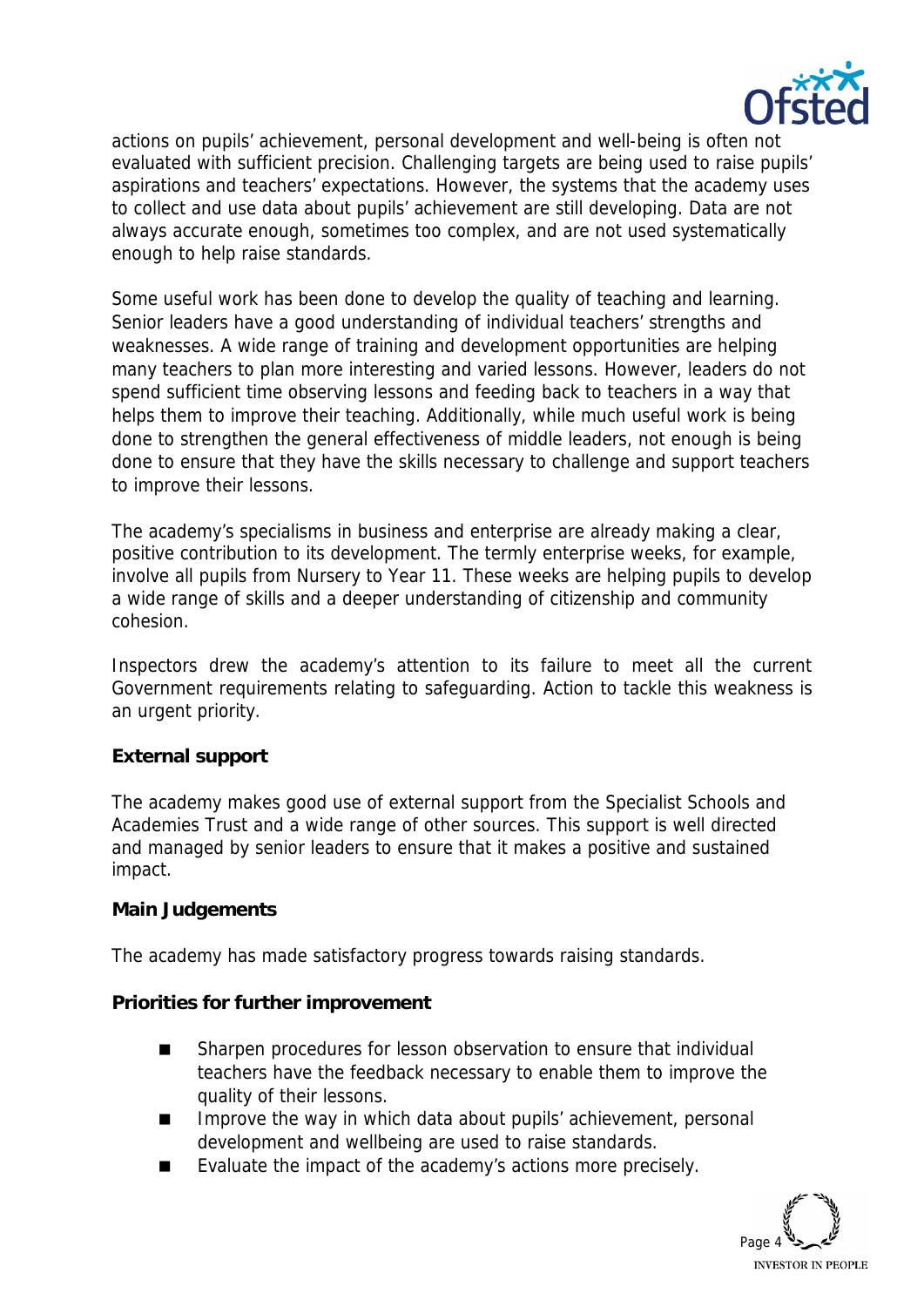actions on pupils' achievement, personal development and well-being is often not evaluated with sufficient precision. Challenging targets are being used to raise pupils' aspirations and teachers' expectations. However, the systems that the academy uses to collect and use data about pupils' achievement are still developing. Data are not always accurate enough, sometimes too complex, and are not used systematically enough to help raise standards.

Some useful work has been done to develop the quality of teaching and learning. Senior leaders have a good understanding of individual teachers' strengths and weaknesses. A wide range of training and development opportunities are helping many teachers to plan more interesting and varied lessons. However, leaders do not spend sufficient time observing lessons and feeding back to teachers in a way that helps them to improve their teaching. Additionally, while much useful work is being done to strengthen the general effectiveness of middle leaders, not enough is being done to ensure that they have the skills necessary to challenge and support teachers to improve their lessons.

The academy's specialisms in business and enterprise are already making a clear, positive contribution to its development. The termly enterprise weeks, for example, involve all pupils from Nursery to Year 11. These weeks are helping pupils to develop a wide range of skills and a deeper understanding of citizenship and community cohesion.

Inspectors drew the academy's attention to its failure to meet all the current Government requirements relating to safeguarding. Action to tackle this weakness is an urgent priority.

**External support**

The academy makes good use of external support from the Specialist Schools and Academies Trust and a wide range of other sources. This support is well directed and managed by senior leaders to ensure that it makes a positive and sustained impact.

**Main Judgements**

The academy has made satisfactory progress towards raising standards.

**Priorities for further improvement**

- Sharpen procedures for lesson observation to ensure that individual teachers have the feedback necessary to enable them to improve the quality of their lessons.
- Improve the way in which data about pupils' achievement, personal development and wellbeing are used to raise standards.
- Evaluate the impact of the academy's actions more precisely.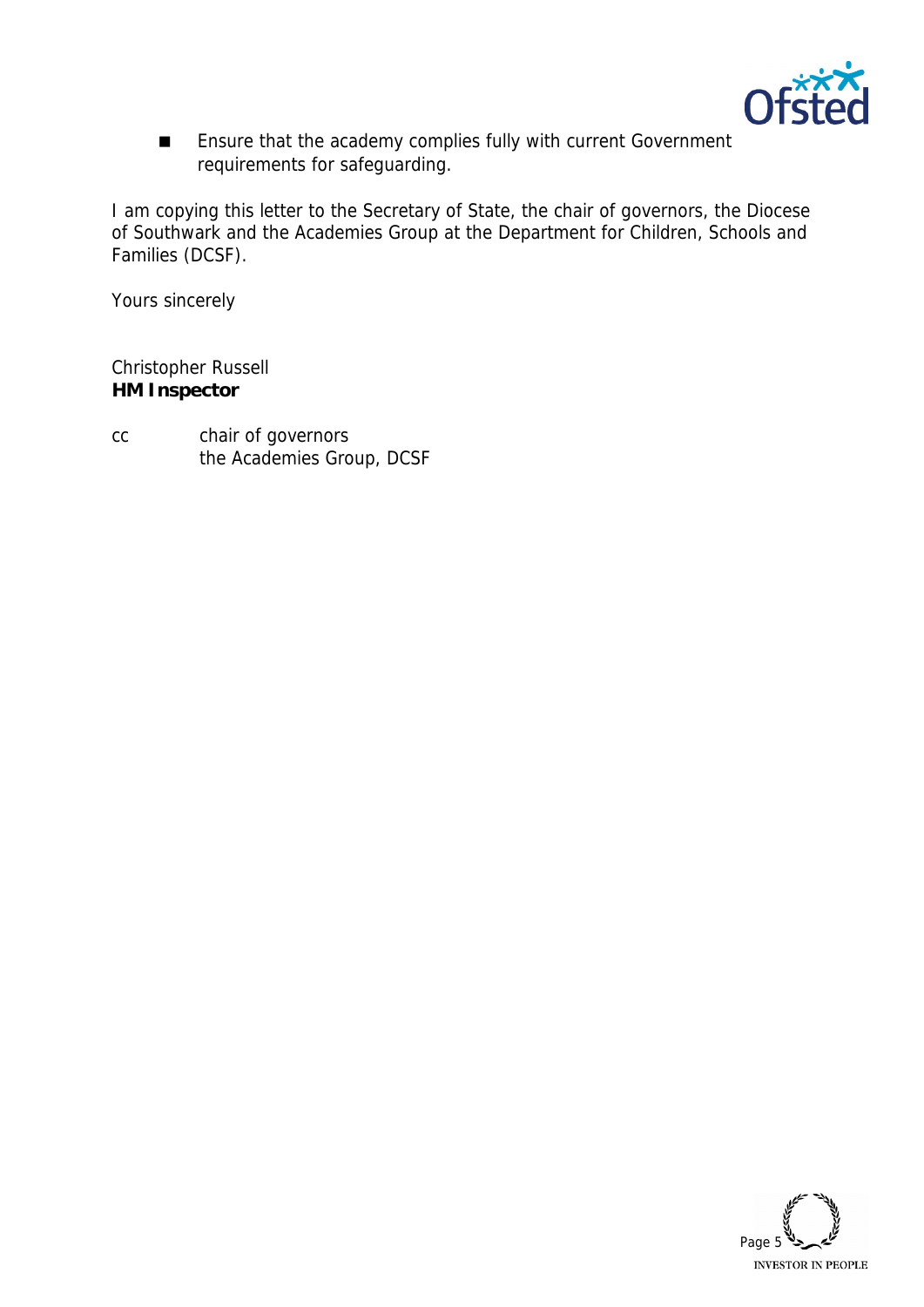- Ensure that the academy complies fully with current Government requirements for safeguarding.

I am copying this letter to the Secretary of State, the chair of governors, the Diocese of Southwark and the Academies Group at the Department for Children, Schools and Families (DCSF).

Yours sincerely

Christopher Russell
**HM Inspector**

cc chair of governors
the Academies Group, DCSF